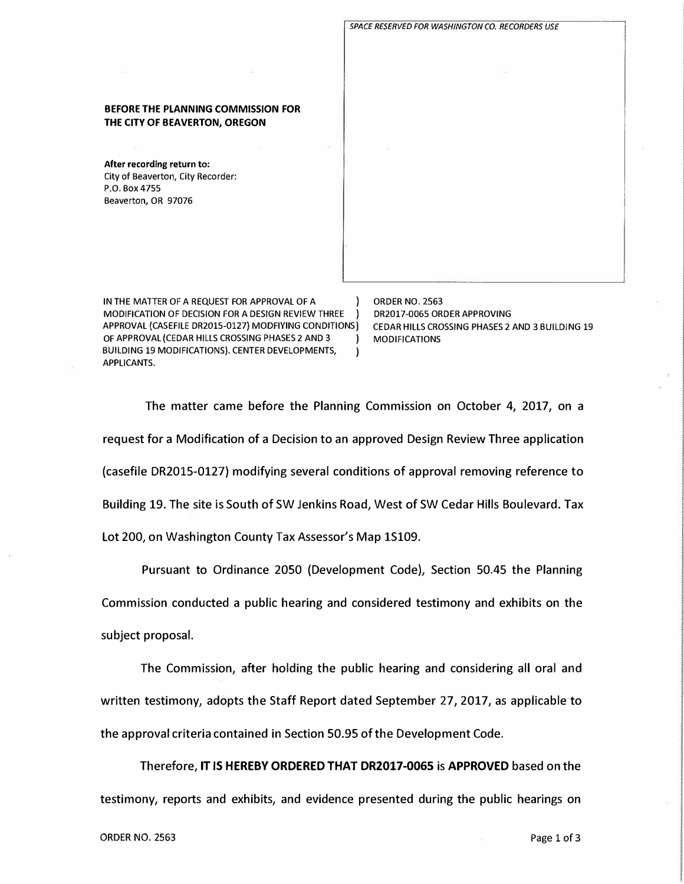SPACE RESERVED FOR WASHINGTON CO. RECORDERS USE

**BEFORE THE PLANNING COMMISSION FOR THE CITY OF BEAVERTON, OREGON**

**After recording return to:**
City of Beaverton, City Recorder:
P.O. Box 4755
Beaverton, OR 97076

| | | |
|---|---|---|
| IN THE MATTER OF A REQUEST FOR APPROVAL OF A MODIFICATION OF DECISION FOR A DESIGN REVIEW THREE APPROVAL (CASEFILE DR2015-0127) MODFIYING CONDITIONS OF APPROVAL (CEDAR HILLS CROSSING PHASES 2 AND 3 BUILDING 19 MODIFICATIONS). CENTER DEVELOPMENTS, APPLICANTS. | ) | ORDER NO. 2563<br>DR2017-0065 ORDER APPROVING CEDAR HILLS CROSSING PHASES 2 AND 3 BUILDING 19 MODIFICATIONS |

The matter came before the Planning Commission on October 4, 2017, on a request for a Modification of a Decision to an approved Design Review Three application (casefile DR2015-0127) modifying several conditions of approval removing reference to Building 19. The site is South of SW Jenkins Road, West of SW Cedar Hills Boulevard. Tax Lot 200, on Washington County Tax Assessor's Map 1S109.

Pursuant to Ordinance 2050 (Development Code), Section 50.45 the Planning Commission conducted a public hearing and considered testimony and exhibits on the subject proposal.

The Commission, after holding the public hearing and considering all oral and written testimony, adopts the Staff Report dated September 27, 2017, as applicable to the approval criteria contained in Section 50.95 of the Development Code.

Therefore, **IT IS HEREBY ORDERED THAT DR2017-0065** is **APPROVED** based on the testimony, reports and exhibits, and evidence presented during the public hearings on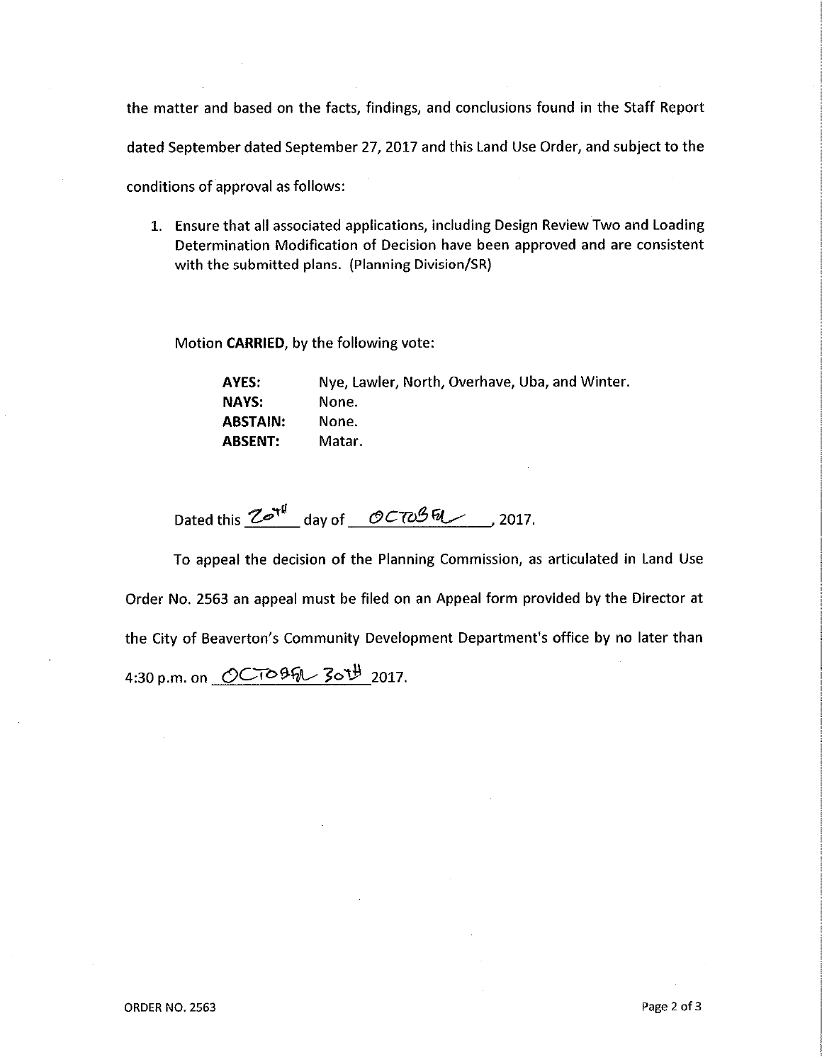the matter and based on the facts, findings, and conclusions found in the Staff Report dated September dated September 27, 2017 and this Land Use Order, and subject to the conditions of approval as follows:

1. Ensure that all associated applications, including Design Review Two and Loading Determination Modification of Decision have been approved and are consistent with the submitted plans. (Planning Division/SR)

Motion **CARRIED**, by the following vote:

| | |
|---|---|
| **AYES:** | Nye, Lawler, North, Overhave, Uba, and Winter. |
| **NAYS:** | None. |
| **ABSTAIN:** | None. |
| **ABSENT:** | Matar. |

Dated this 20th day of October, 2017.

To appeal the decision of the Planning Commission, as articulated in Land Use Order No. 2563 an appeal must be filed on an Appeal form provided by the Director at the City of Beaverton's Community Development Department's office by no later than 4:30 p.m. on October 30th 2017.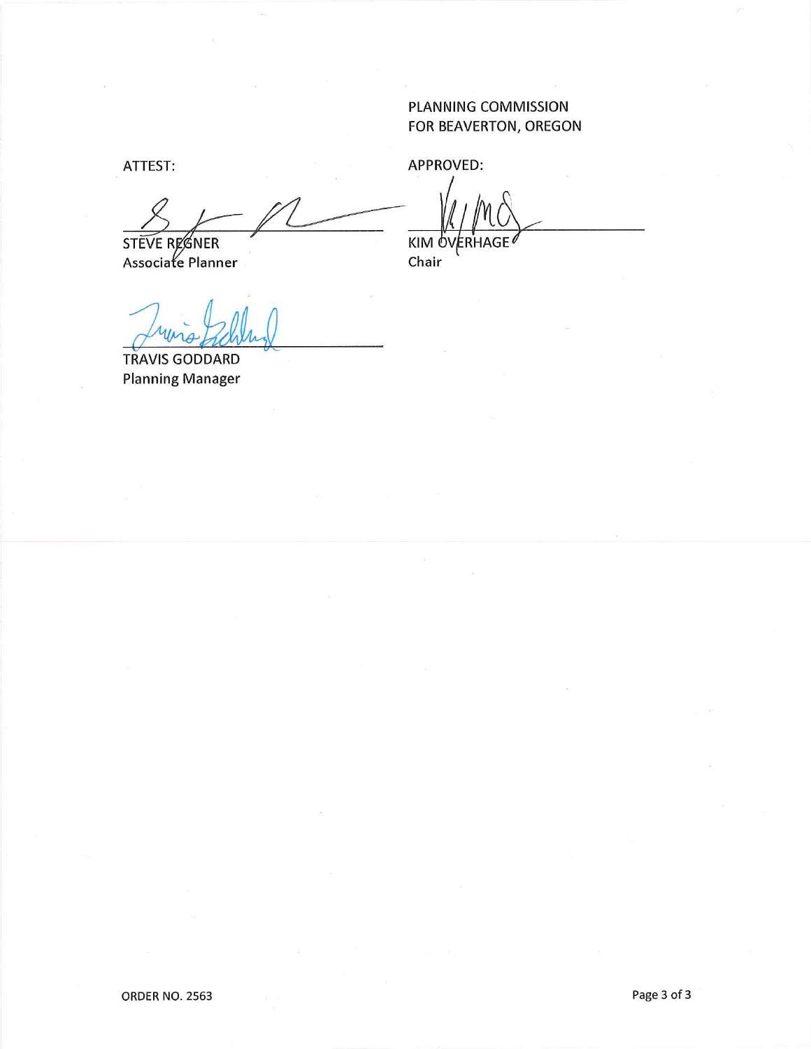PLANNING COMMISSION
FOR BEAVERTON, OREGON

ATTEST:

STEVE REGNER
Associate Planner

APPROVED:

KIM OVERHAGE
Chair

TRAVIS GODDARD
Planning Manager

ORDER NO. 2563